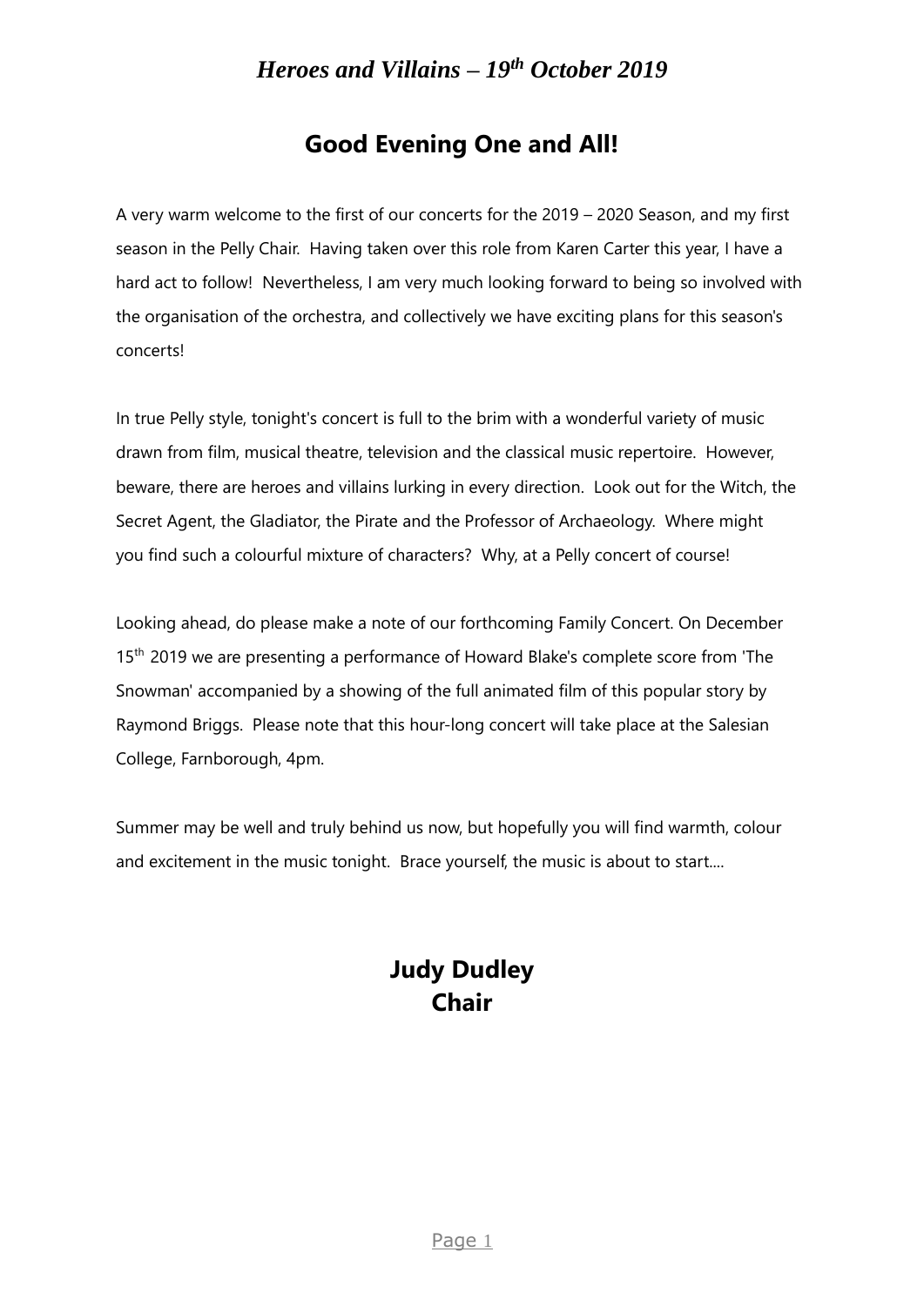# *Heroes and Villains – 19th October 2019*

## Good Evening One and All!

A very warm welcome to the first of our concerts for the 2019 – 2020 Season, and my first season in the Pelly Chair. Having taken over this role from Karen Carter this year, I have a hard act to follow! Nevertheless, I am very much looking forward to being so involved with the organisation of the orchestra, and collectively we have exciting plans for this season's concerts!

In true Pelly style, tonight's concert is full to the brim with a wonderful variety of music drawn from film, musical theatre, television and the classical music repertoire. However, beware, there are heroes and villains lurking in every direction. Look out for the Witch, the Secret Agent, the Gladiator, the Pirate and the Professor of Archaeology. Where might you find such a colourful mixture of characters? Why, at a Pelly concert of course!

Looking ahead, do please make a note of our forthcoming Family Concert. On December 15th 2019 we are presenting a performance of Howard Blake's complete score from 'The Snowman' accompanied by a showing of the full animated film of this popular story by Raymond Briggs. Please note that this hour-long concert will take place at the Salesian College, Farnborough, 4pm.

Summer may be well and truly behind us now, but hopefully you will find warmth, colour and excitement in the music tonight. Brace yourself, the music is about to start....

**Judy Dudley**
**Chair**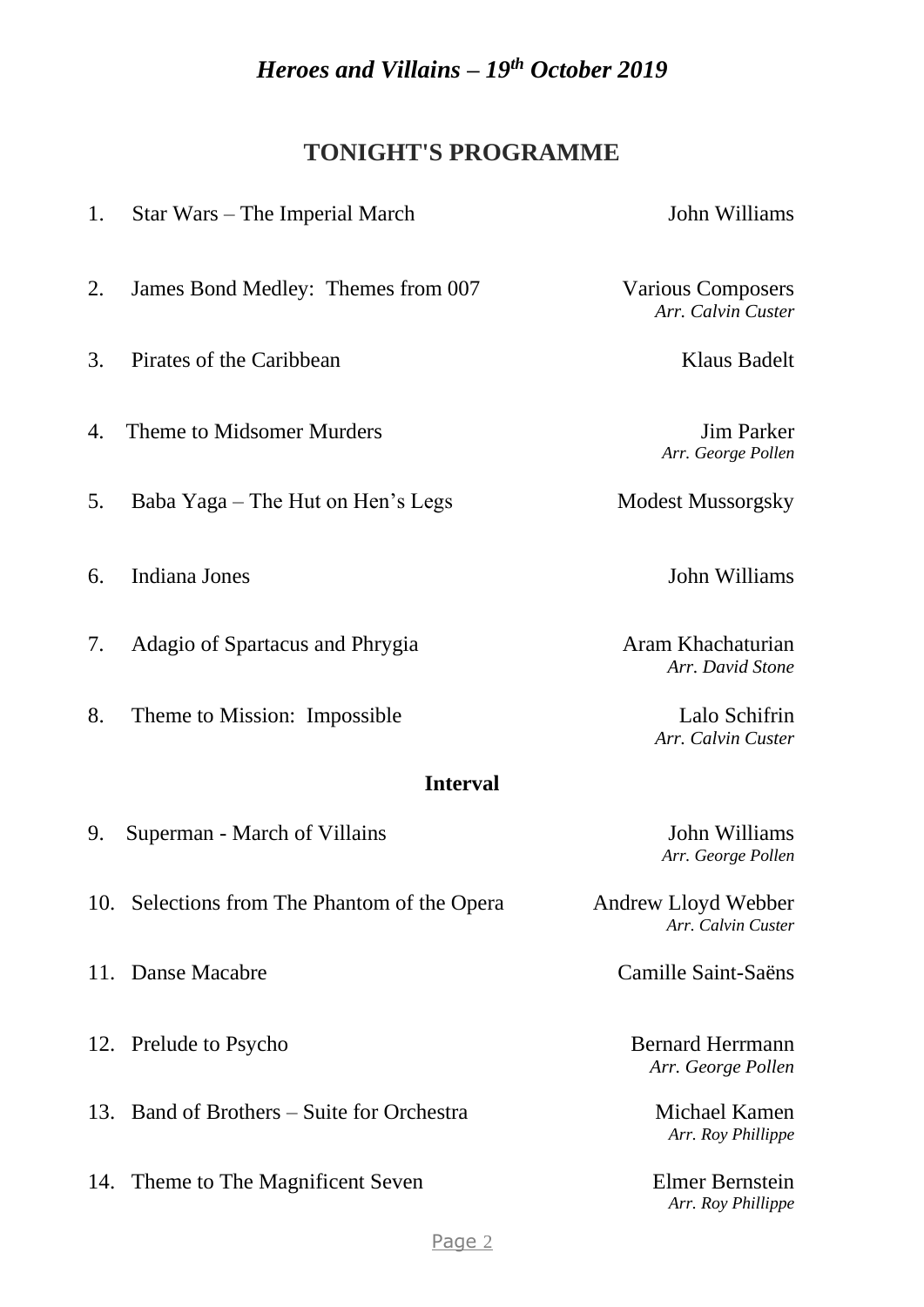# *Heroes and Villains – 19th October 2019*

## TONIGHT'S PROGRAMME

1. Star Wars – The Imperial March — John Williams
2. James Bond Medley: Themes from 007 — Various Composers, *Arr. Calvin Custer*
3. Pirates of the Caribbean — Klaus Badelt
4. Theme to Midsomer Murders — Jim Parker, *Arr. George Pollen*
5. Baba Yaga – The Hut on Hen's Legs — Modest Mussorgsky
6. Indiana Jones — John Williams
7. Adagio of Spartacus and Phrygia — Aram Khachaturian, *Arr. David Stone*
8. Theme to Mission: Impossible — Lalo Schifrin, *Arr. Calvin Custer*

**Interval**

9. Superman - March of Villains — John Williams, *Arr. George Pollen*
10. Selections from The Phantom of the Opera — Andrew Lloyd Webber, *Arr. Calvin Custer*
11. Danse Macabre — Camille Saint-Saëns
12. Prelude to Psycho — Bernard Herrmann, *Arr. George Pollen*
13. Band of Brothers – Suite for Orchestra — Michael Kamen, *Arr. Roy Phillippe*
14. Theme to The Magnificent Seven — Elmer Bernstein, *Arr. Roy Phillippe*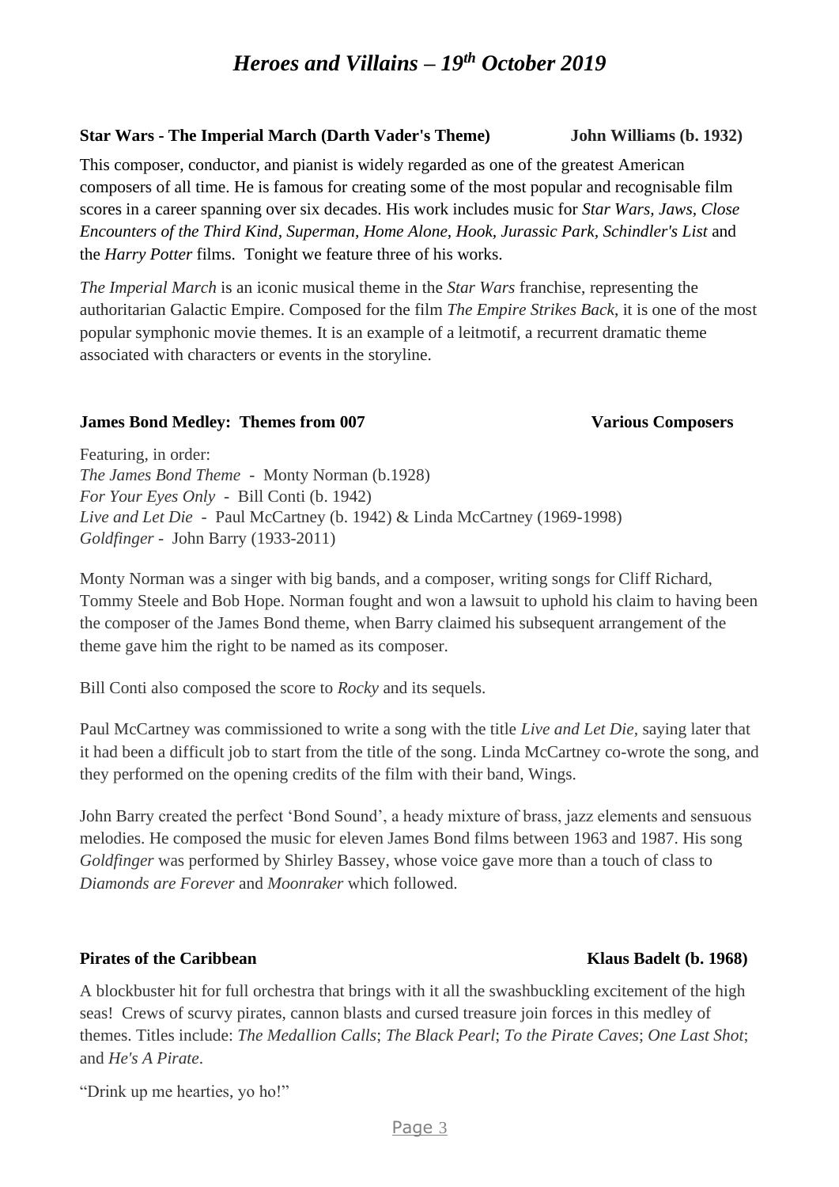# *Heroes and Villains – 19th October 2019*

**Star Wars - The Imperial March (Darth Vader's Theme)** **John Williams (b. 1932)**

This composer, conductor, and pianist is widely regarded as one of the greatest American composers of all time. He is famous for creating some of the most popular and recognisable film scores in a career spanning over six decades. His work includes music for *Star Wars, Jaws, Close Encounters of the Third Kind, Superman, Home Alone, Hook, Jurassic Park, Schindler's List* and the *Harry Potter* films. Tonight we feature three of his works.

*The Imperial March* is an iconic musical theme in the *Star Wars* franchise, representing the authoritarian Galactic Empire. Composed for the film *The Empire Strikes Back*, it is one of the most popular symphonic movie themes. It is an example of a leitmotif, a recurrent dramatic theme associated with characters or events in the storyline.

**James Bond Medley: Themes from 007** **Various Composers**

Featuring, in order:
*The James Bond Theme* - Monty Norman (b.1928)
*For Your Eyes Only* - Bill Conti (b. 1942)
*Live and Let Die* - Paul McCartney (b. 1942) & Linda McCartney (1969-1998)
*Goldfinger* - John Barry (1933-2011)

Monty Norman was a singer with big bands, and a composer, writing songs for Cliff Richard, Tommy Steele and Bob Hope. Norman fought and won a lawsuit to uphold his claim to having been the composer of the James Bond theme, when Barry claimed his subsequent arrangement of the theme gave him the right to be named as its composer.

Bill Conti also composed the score to *Rocky* and its sequels.

Paul McCartney was commissioned to write a song with the title *Live and Let Die,* saying later that it had been a difficult job to start from the title of the song. Linda McCartney co-wrote the song, and they performed on the opening credits of the film with their band, Wings.

John Barry created the perfect 'Bond Sound', a heady mixture of brass, jazz elements and sensuous melodies. He composed the music for eleven James Bond films between 1963 and 1987. His song *Goldfinger* was performed by Shirley Bassey, whose voice gave more than a touch of class to *Diamonds are Forever* and *Moonraker* which followed.

**Pirates of the Caribbean** **Klaus Badelt (b. 1968)**

A blockbuster hit for full orchestra that brings with it all the swashbuckling excitement of the high seas! Crews of scurvy pirates, cannon blasts and cursed treasure join forces in this medley of themes. Titles include: *The Medallion Calls*; *The Black Pearl*; *To the Pirate Caves*; *One Last Shot*; and *He's A Pirate*.

"Drink up me hearties, yo ho!"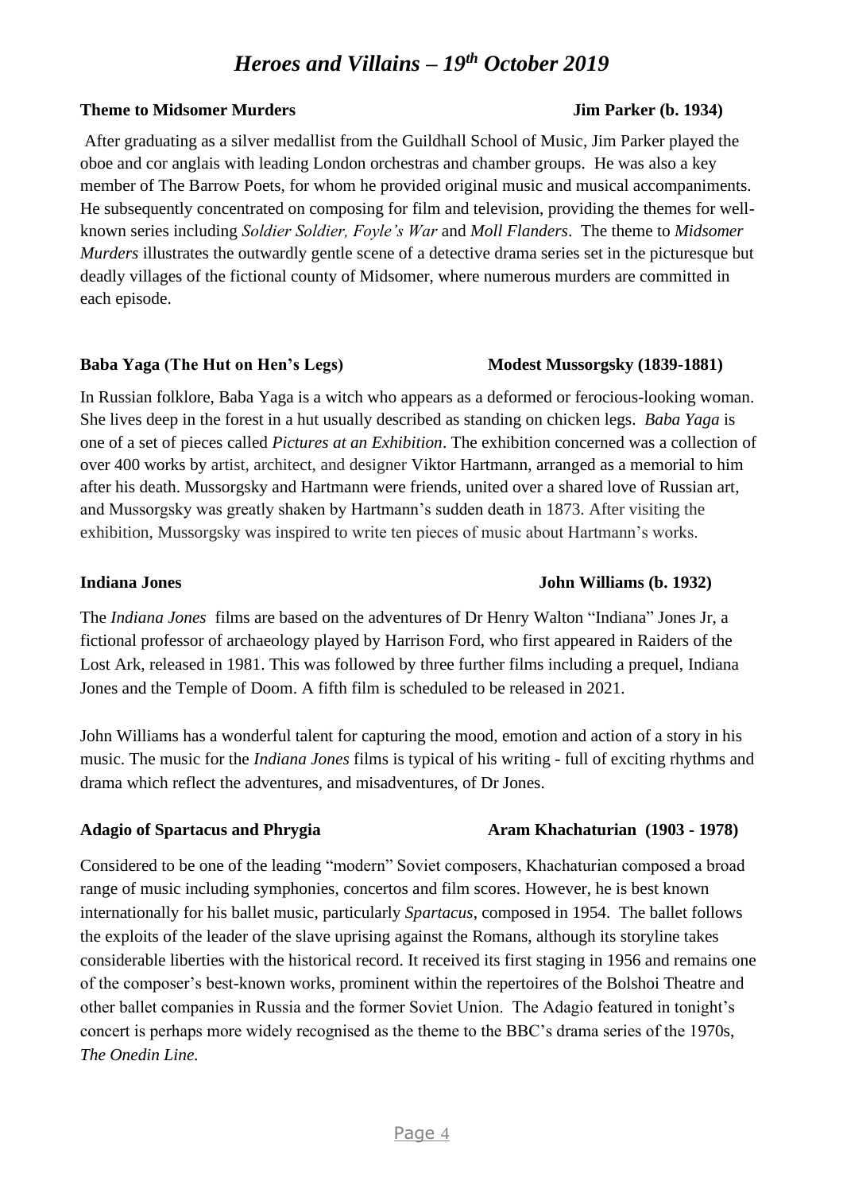# *Heroes and Villains – 19th October 2019*

**Theme to Midsomer Murders** **Jim Parker (b. 1934)**

After graduating as a silver medallist from the Guildhall School of Music, Jim Parker played the oboe and cor anglais with leading London orchestras and chamber groups. He was also a key member of The Barrow Poets, for whom he provided original music and musical accompaniments. He subsequently concentrated on composing for film and television, providing the themes for well-known series including *Soldier Soldier, Foyle's War* and *Moll Flanders*. The theme to *Midsomer Murders* illustrates the outwardly gentle scene of a detective drama series set in the picturesque but deadly villages of the fictional county of Midsomer, where numerous murders are committed in each episode.

**Baba Yaga (The Hut on Hen's Legs)** **Modest Mussorgsky (1839-1881)**

In Russian folklore, Baba Yaga is a witch who appears as a deformed or ferocious-looking woman. She lives deep in the forest in a hut usually described as standing on chicken legs. *Baba Yaga* is one of a set of pieces called *Pictures at an Exhibition*. The exhibition concerned was a collection of over 400 works by artist, architect, and designer Viktor Hartmann, arranged as a memorial to him after his death. Mussorgsky and Hartmann were friends, united over a shared love of Russian art, and Mussorgsky was greatly shaken by Hartmann's sudden death in 1873. After visiting the exhibition, Mussorgsky was inspired to write ten pieces of music about Hartmann's works.

**Indiana Jones** **John Williams (b. 1932)**

The *Indiana Jones* films are based on the adventures of Dr Henry Walton "Indiana" Jones Jr, a fictional professor of archaeology played by Harrison Ford, who first appeared in Raiders of the Lost Ark, released in 1981. This was followed by three further films including a prequel, Indiana Jones and the Temple of Doom. A fifth film is scheduled to be released in 2021.

John Williams has a wonderful talent for capturing the mood, emotion and action of a story in his music. The music for the *Indiana Jones* films is typical of his writing - full of exciting rhythms and drama which reflect the adventures, and misadventures, of Dr Jones.

**Adagio of Spartacus and Phrygia** **Aram Khachaturian (1903 - 1978)**

Considered to be one of the leading "modern" Soviet composers, Khachaturian composed a broad range of music including symphonies, concertos and film scores. However, he is best known internationally for his ballet music, particularly *Spartacus*, composed in 1954. The ballet follows the exploits of the leader of the slave uprising against the Romans, although its storyline takes considerable liberties with the historical record. It received its first staging in 1956 and remains one of the composer's best-known works, prominent within the repertoires of the Bolshoi Theatre and other ballet companies in Russia and the former Soviet Union. The Adagio featured in tonight's concert is perhaps more widely recognised as the theme to the BBC's drama series of the 1970s, *The Onedin Line.*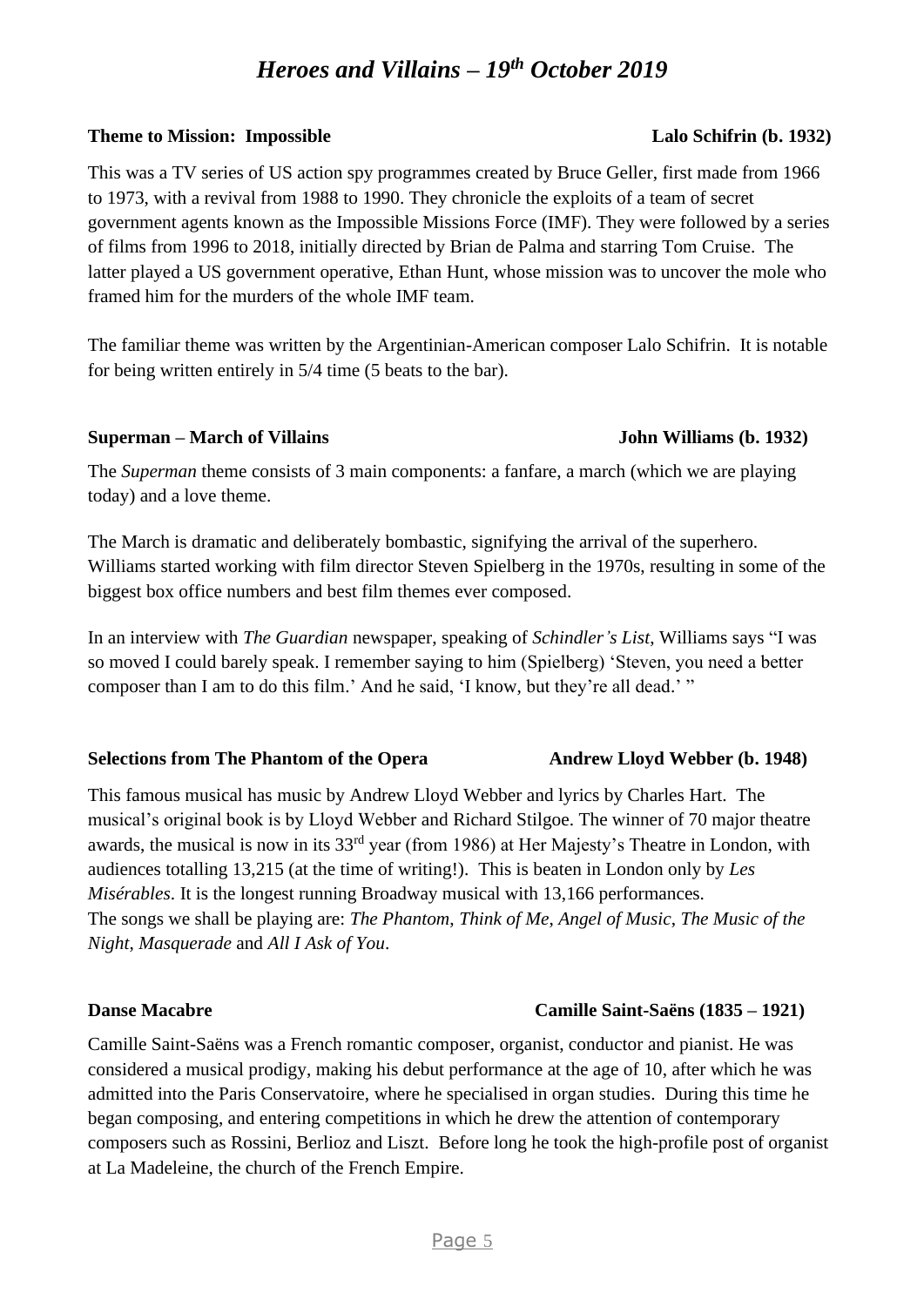# *Heroes and Villains – 19th October 2019*

**Theme to Mission: Impossible** **Lalo Schifrin (b. 1932)**

This was a TV series of US action spy programmes created by Bruce Geller, first made from 1966 to 1973, with a revival from 1988 to 1990. They chronicle the exploits of a team of secret government agents known as the Impossible Missions Force (IMF). They were followed by a series of films from 1996 to 2018, initially directed by Brian de Palma and starring Tom Cruise. The latter played a US government operative, Ethan Hunt, whose mission was to uncover the mole who framed him for the murders of the whole IMF team.

The familiar theme was written by the Argentinian-American composer Lalo Schifrin. It is notable for being written entirely in 5/4 time (5 beats to the bar).

**Superman – March of Villains** **John Williams (b. 1932)**

The *Superman* theme consists of 3 main components: a fanfare, a march (which we are playing today) and a love theme.

The March is dramatic and deliberately bombastic, signifying the arrival of the superhero. Williams started working with film director Steven Spielberg in the 1970s, resulting in some of the biggest box office numbers and best film themes ever composed.

In an interview with *The Guardian* newspaper, speaking of *Schindler's List*, Williams says "I was so moved I could barely speak. I remember saying to him (Spielberg) 'Steven, you need a better composer than I am to do this film.' And he said, 'I know, but they're all dead.' "

**Selections from The Phantom of the Opera** **Andrew Lloyd Webber (b. 1948)**

This famous musical has music by Andrew Lloyd Webber and lyrics by Charles Hart. The musical's original book is by Lloyd Webber and Richard Stilgoe. The winner of 70 major theatre awards, the musical is now in its 33rd year (from 1986) at Her Majesty's Theatre in London, with audiences totalling 13,215 (at the time of writing!). This is beaten in London only by *Les Misérables*. It is the longest running Broadway musical with 13,166 performances.
The songs we shall be playing are: *The Phantom*, *Think of Me*, *Angel of Music*, *The Music of the Night*, *Masquerade* and *All I Ask of You*.

**Danse Macabre** **Camille Saint-Saëns (1835 – 1921)**

Camille Saint-Saëns was a French romantic composer, organist, conductor and pianist. He was considered a musical prodigy, making his debut performance at the age of 10, after which he was admitted into the Paris Conservatoire, where he specialised in organ studies. During this time he began composing, and entering competitions in which he drew the attention of contemporary composers such as Rossini, Berlioz and Liszt. Before long he took the high-profile post of organist at La Madeleine, the church of the French Empire.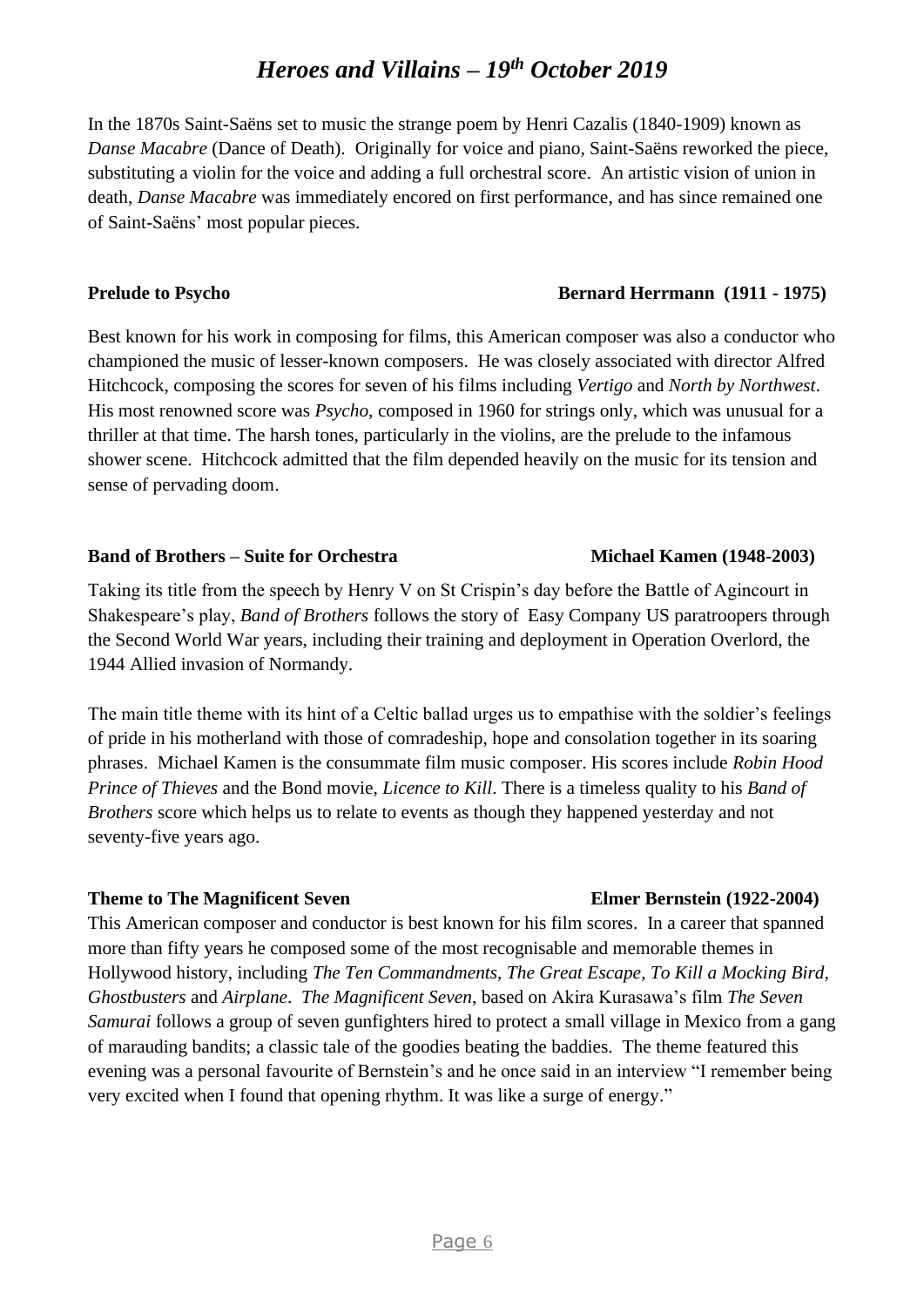In the 1870s Saint-Saëns set to music the strange poem by Henri Cazalis (1840-1909) known as *Danse Macabre* (Dance of Death). Originally for voice and piano, Saint-Saëns reworked the piece, substituting a violin for the voice and adding a full orchestral score. An artistic vision of union in death, *Danse Macabre* was immediately encored on first performance, and has since remained one of Saint-Saëns' most popular pieces.

**Prelude to Psycho** **Bernard Herrmann (1911 - 1975)**

Best known for his work in composing for films, this American composer was also a conductor who championed the music of lesser-known composers. He was closely associated with director Alfred Hitchcock, composing the scores for seven of his films including *Vertigo* and *North by Northwest*. His most renowned score was *Psycho*, composed in 1960 for strings only, which was unusual for a thriller at that time. The harsh tones, particularly in the violins, are the prelude to the infamous shower scene. Hitchcock admitted that the film depended heavily on the music for its tension and sense of pervading doom.

**Band of Brothers – Suite for Orchestra** **Michael Kamen (1948-2003)**

Taking its title from the speech by Henry V on St Crispin's day before the Battle of Agincourt in Shakespeare's play, *Band of Brothers* follows the story of Easy Company US paratroopers through the Second World War years, including their training and deployment in Operation Overlord, the 1944 Allied invasion of Normandy.

The main title theme with its hint of a Celtic ballad urges us to empathise with the soldier's feelings of pride in his motherland with those of comradeship, hope and consolation together in its soaring phrases. Michael Kamen is the consummate film music composer. His scores include *Robin Hood Prince of Thieves* and the Bond movie, *Licence to Kill*. There is a timeless quality to his *Band of Brothers* score which helps us to relate to events as though they happened yesterday and not seventy-five years ago.

**Theme to The Magnificent Seven** **Elmer Bernstein (1922-2004)**

This American composer and conductor is best known for his film scores. In a career that spanned more than fifty years he composed some of the most recognisable and memorable themes in Hollywood history, including *The Ten Commandments, The Great Escape, To Kill a Mocking Bird, Ghostbusters* and *Airplane*. *The Magnificent Seven*, based on Akira Kurasawa's film *The Seven Samurai* follows a group of seven gunfighters hired to protect a small village in Mexico from a gang of marauding bandits; a classic tale of the goodies beating the baddies. The theme featured this evening was a personal favourite of Bernstein's and he once said in an interview "I remember being very excited when I found that opening rhythm. It was like a surge of energy."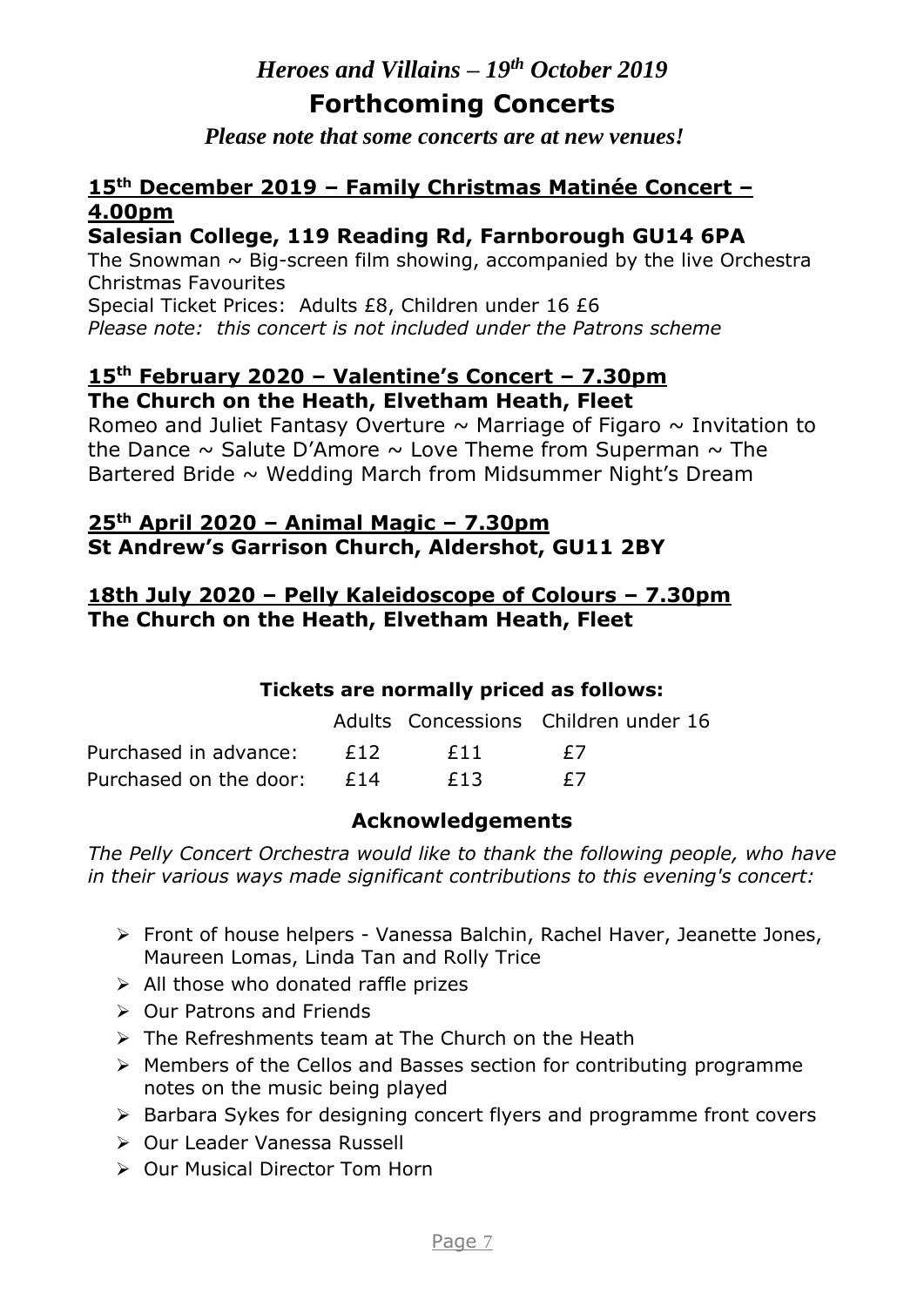*Heroes and Villains – 19th October 2019*

# Forthcoming Concerts

***Please note that some concerts are at new venues!***

## 15th December 2019 – Family Christmas Matinée Concert – 4.00pm

**Salesian College, 119 Reading Rd, Farnborough GU14 6PA**

The Snowman ~ Big-screen film showing, accompanied by the live Orchestra
Christmas Favourites

Special Ticket Prices: Adults £8, Children under 16 £6

*Please note: this concert is not included under the Patrons scheme*

## 15th February 2020 – Valentine's Concert – 7.30pm

**The Church on the Heath, Elvetham Heath, Fleet**

Romeo and Juliet Fantasy Overture ~ Marriage of Figaro ~ Invitation to the Dance ~ Salute D'Amore ~ Love Theme from Superman ~ The Bartered Bride ~ Wedding March from Midsummer Night's Dream

## 25th April 2020 – Animal Magic – 7.30pm

**St Andrew's Garrison Church, Aldershot, GU11 2BY**

## 18th July 2020 – Pelly Kaleidoscope of Colours – 7.30pm

**The Church on the Heath, Elvetham Heath, Fleet**

**Tickets are normally priced as follows:**

| | Adults | Concessions | Children under 16 |
|---|---|---|---|
| Purchased in advance: | £12 | £11 | £7 |
| Purchased on the door: | £14 | £13 | £7 |

## Acknowledgements

*The Pelly Concert Orchestra would like to thank the following people, who have in their various ways made significant contributions to this evening's concert:*

- Front of house helpers - Vanessa Balchin, Rachel Haver, Jeanette Jones, Maureen Lomas, Linda Tan and Rolly Trice
- All those who donated raffle prizes
- Our Patrons and Friends
- The Refreshments team at The Church on the Heath
- Members of the Cellos and Basses section for contributing programme notes on the music being played
- Barbara Sykes for designing concert flyers and programme front covers
- Our Leader Vanessa Russell
- Our Musical Director Tom Horn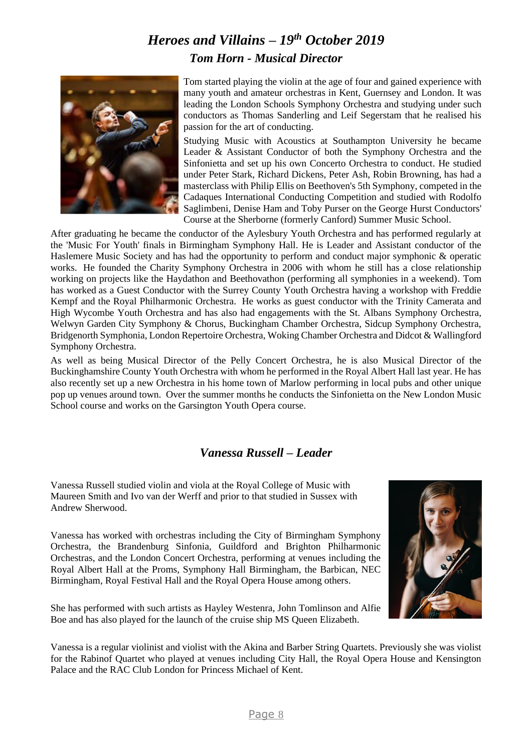# *Heroes and Villains – 19th October 2019*

## *Tom Horn - Musical Director*

Tom started playing the violin at the age of four and gained experience with many youth and amateur orchestras in Kent, Guernsey and London. It was leading the London Schools Symphony Orchestra and studying under such conductors as Thomas Sanderling and Leif Segerstam that he realised his passion for the art of conducting.

Studying Music with Acoustics at Southampton University he became Leader & Assistant Conductor of both the Symphony Orchestra and the Sinfonietta and set up his own Concerto Orchestra to conduct. He studied under Peter Stark, Richard Dickens, Peter Ash, Robin Browning, has had a masterclass with Philip Ellis on Beethoven's 5th Symphony, competed in the Cadaques International Conducting Competition and studied with Rodolfo Saglimbeni, Denise Ham and Toby Purser on the George Hurst Conductors' Course at the Sherborne (formerly Canford) Summer Music School.

After graduating he became the conductor of the Aylesbury Youth Orchestra and has performed regularly at the 'Music For Youth' finals in Birmingham Symphony Hall. He is Leader and Assistant conductor of the Haslemere Music Society and has had the opportunity to perform and conduct major symphonic & operatic works. He founded the Charity Symphony Orchestra in 2006 with whom he still has a close relationship working on projects like the Haydathon and Beethovathon (performing all symphonies in a weekend). Tom has worked as a Guest Conductor with the Surrey County Youth Orchestra having a workshop with Freddie Kempf and the Royal Philharmonic Orchestra. He works as guest conductor with the Trinity Camerata and High Wycombe Youth Orchestra and has also had engagements with the St. Albans Symphony Orchestra, Welwyn Garden City Symphony & Chorus, Buckingham Chamber Orchestra, Sidcup Symphony Orchestra, Bridgenorth Symphonia, London Repertoire Orchestra, Woking Chamber Orchestra and Didcot & Wallingford Symphony Orchestra.

As well as being Musical Director of the Pelly Concert Orchestra, he is also Musical Director of the Buckinghamshire County Youth Orchestra with whom he performed in the Royal Albert Hall last year. He has also recently set up a new Orchestra in his home town of Marlow performing in local pubs and other unique pop up venues around town. Over the summer months he conducts the Sinfonietta on the New London Music School course and works on the Garsington Youth Opera course.

## *Vanessa Russell – Leader*

Vanessa Russell studied violin and viola at the Royal College of Music with Maureen Smith and Ivo van der Werff and prior to that studied in Sussex with Andrew Sherwood.

Vanessa has worked with orchestras including the City of Birmingham Symphony Orchestra, the Brandenburg Sinfonia, Guildford and Brighton Philharmonic Orchestras, and the London Concert Orchestra, performing at venues including the Royal Albert Hall at the Proms, Symphony Hall Birmingham, the Barbican, NEC Birmingham, Royal Festival Hall and the Royal Opera House among others.

She has performed with such artists as Hayley Westenra, John Tomlinson and Alfie Boe and has also played for the launch of the cruise ship MS Queen Elizabeth.

Vanessa is a regular violinist and violist with the Akina and Barber String Quartets. Previously she was violist for the Rabinof Quartet who played at venues including City Hall, the Royal Opera House and Kensington Palace and the RAC Club London for Princess Michael of Kent.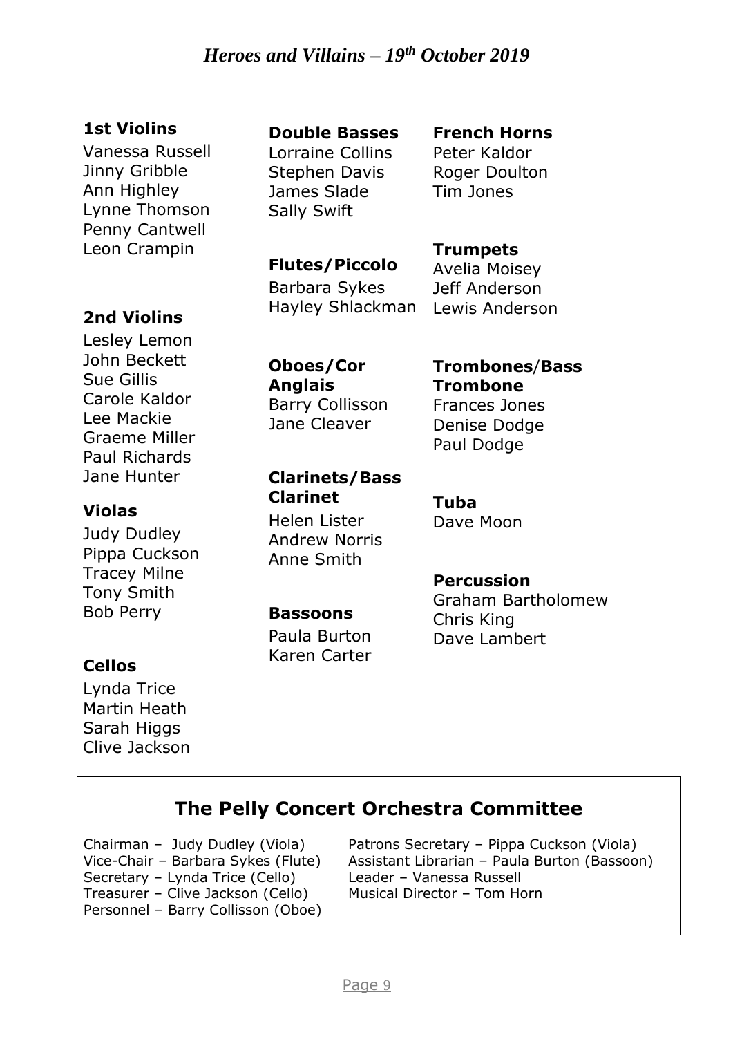# *Heroes and Villains – 19th October 2019*

**1st Violins**

Vanessa Russell
Jinny Gribble
Ann Highley
Lynne Thomson
Penny Cantwell
Leon Crampin

**2nd Violins**

Lesley Lemon
John Beckett
Sue Gillis
Carole Kaldor
Lee Mackie
Graeme Miller
Paul Richards
Jane Hunter

**Violas**

Judy Dudley
Pippa Cuckson
Tracey Milne
Tony Smith
Bob Perry

**Cellos**

Lynda Trice
Martin Heath
Sarah Higgs
Clive Jackson

**Double Basses**

Lorraine Collins
Stephen Davis
James Slade
Sally Swift

**Flutes/Piccolo**

Barbara Sykes
Hayley Shlackman

**Oboes/Cor Anglais**

Barry Collisson
Jane Cleaver

**Clarinets/Bass Clarinet**

Helen Lister
Andrew Norris
Anne Smith

**Bassoons**

Paula Burton
Karen Carter

**French Horns**

Peter Kaldor
Roger Doulton
Tim Jones

**Trumpets**

Avelia Moisey
Jeff Anderson
Lewis Anderson

**Trombones/Bass Trombone**

Frances Jones
Denise Dodge
Paul Dodge

**Tuba**

Dave Moon

**Percussion**

Graham Bartholomew
Chris King
Dave Lambert

## The Pelly Concert Orchestra Committee

Chairman – Judy Dudley (Viola)
Vice-Chair – Barbara Sykes (Flute)
Secretary – Lynda Trice (Cello)
Treasurer – Clive Jackson (Cello)
Personnel – Barry Collisson (Oboe)
Patrons Secretary – Pippa Cuckson (Viola)
Assistant Librarian – Paula Burton (Bassoon)
Leader – Vanessa Russell
Musical Director – Tom Horn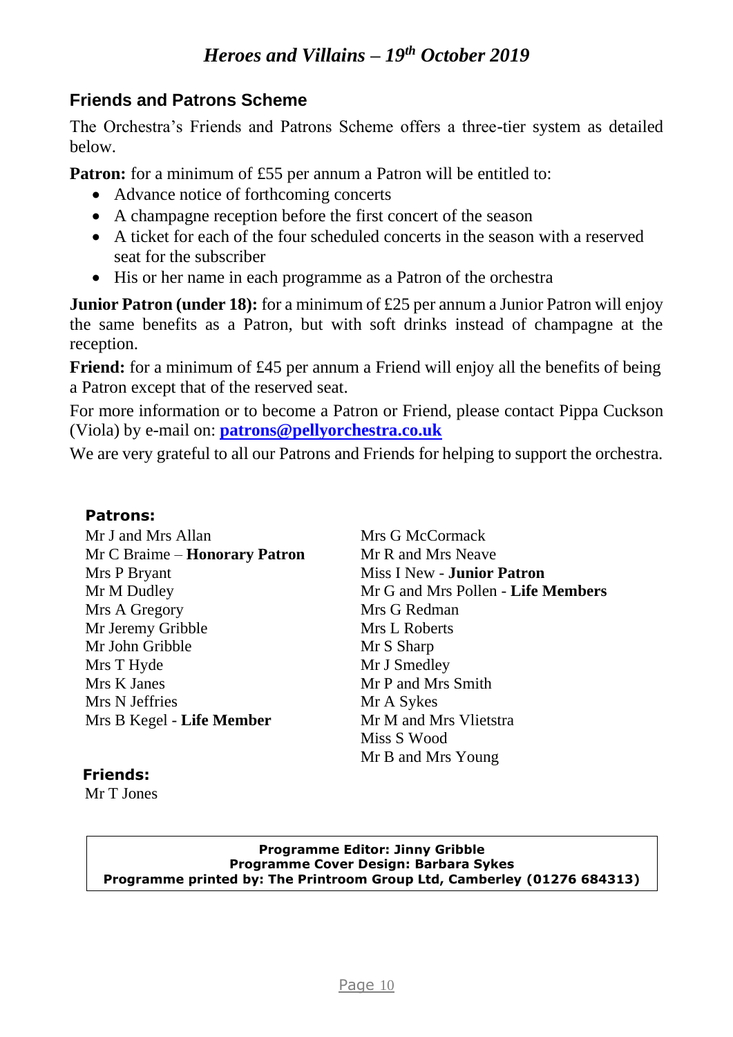## Friends and Patrons Scheme

The Orchestra's Friends and Patrons Scheme offers a three-tier system as detailed below.

**Patron:** for a minimum of £55 per annum a Patron will be entitled to:

- Advance notice of forthcoming concerts
- A champagne reception before the first concert of the season
- A ticket for each of the four scheduled concerts in the season with a reserved seat for the subscriber
- His or her name in each programme as a Patron of the orchestra

**Junior Patron (under 18):** for a minimum of £25 per annum a Junior Patron will enjoy the same benefits as a Patron, but with soft drinks instead of champagne at the reception.

**Friend:** for a minimum of £45 per annum a Friend will enjoy all the benefits of being a Patron except that of the reserved seat.

For more information or to become a Patron or Friend, please contact Pippa Cuckson (Viola) by e-mail on: **patrons@pellyorchestra.co.uk**

We are very grateful to all our Patrons and Friends for helping to support the orchestra.

**Patrons:**

Mr J and Mrs Allan
Mr C Braime – **Honorary Patron**
Mrs P Bryant
Mr M Dudley
Mrs A Gregory
Mr Jeremy Gribble
Mr John Gribble
Mrs T Hyde
Mrs K Janes
Mrs N Jeffries
Mrs B Kegel - **Life Member**
Mrs G McCormack
Mr R and Mrs Neave
Miss I New - **Junior Patron**
Mr G and Mrs Pollen - **Life Members**
Mrs G Redman
Mrs L Roberts
Mr S Sharp
Mr J Smedley
Mr P and Mrs Smith
Mr A Sykes
Mr M and Mrs Vlietstra
Miss S Wood
Mr B and Mrs Young

**Friends:**

Mr T Jones

**Programme Editor: Jinny Gribble**
**Programme Cover Design: Barbara Sykes**
**Programme printed by: The Printroom Group Ltd, Camberley (01276 684313)**